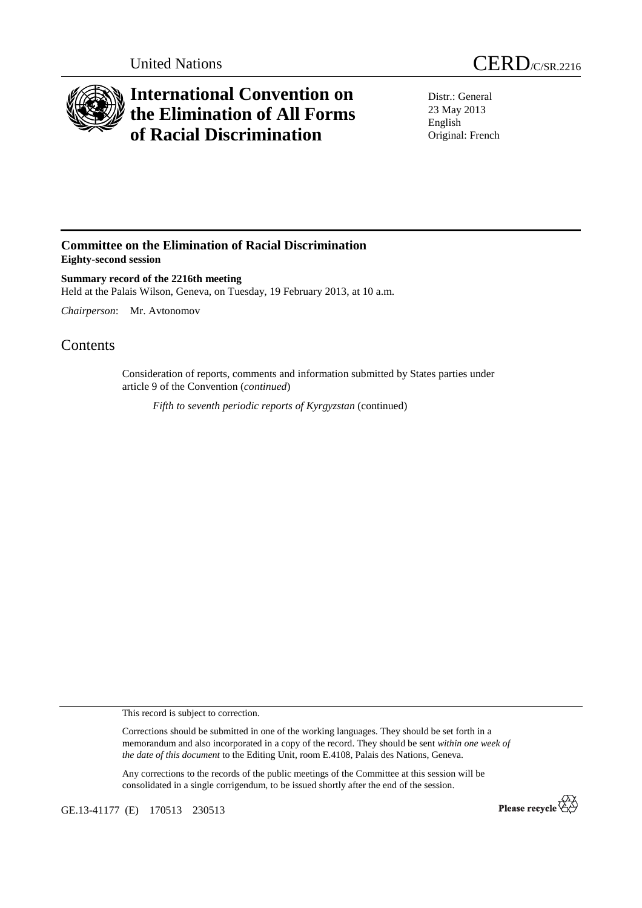United Nations

CERD/C/SR.2216

# International Convention on the Elimination of All Forms of Racial Discrimination

Distr.: General
23 May 2013
English
Original: French

## Committee on the Elimination of Racial Discrimination
**Eighty-second session**

**Summary record of the 2216th meeting**
Held at the Palais Wilson, Geneva, on Tuesday, 19 February 2013, at 10 a.m.

*Chairperson*: Mr. Avtonomov

# Contents

Consideration of reports, comments and information submitted by States parties under article 9 of the Convention (*continued*)

*Fifth to seventh periodic reports of Kyrgyzstan* (continued)

This record is subject to correction.

Corrections should be submitted in one of the working languages. They should be set forth in a memorandum and also incorporated in a copy of the record. They should be sent *within one week of the date of this document* to the Editing Unit, room E.4108, Palais des Nations, Geneva.

Any corrections to the records of the public meetings of the Committee at this session will be consolidated in a single corrigendum, to be issued shortly after the end of the session.

GE.13-41177 (E) 170513 230513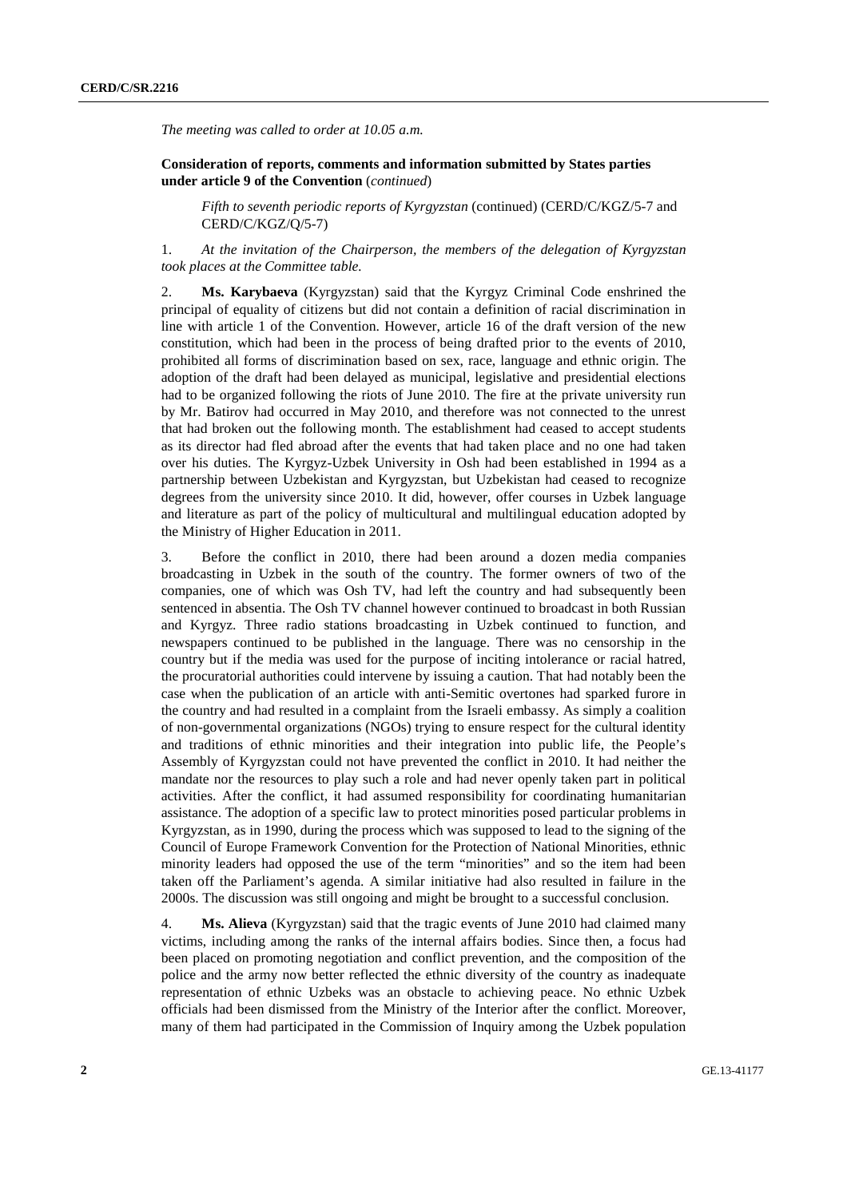*The meeting was called to order at 10.05 a.m.*

**Consideration of reports, comments and information submitted by States parties under article 9 of the Convention** (*continued*)

*Fifth to seventh periodic reports of Kyrgyzstan* (continued) (CERD/C/KGZ/5-7 and CERD/C/KGZ/Q/5-7)

1. *At the invitation of the Chairperson, the members of the delegation of Kyrgyzstan took places at the Committee table.*

2. **Ms. Karybaeva** (Kyrgyzstan) said that the Kyrgyz Criminal Code enshrined the principal of equality of citizens but did not contain a definition of racial discrimination in line with article 1 of the Convention. However, article 16 of the draft version of the new constitution, which had been in the process of being drafted prior to the events of 2010, prohibited all forms of discrimination based on sex, race, language and ethnic origin. The adoption of the draft had been delayed as municipal, legislative and presidential elections had to be organized following the riots of June 2010. The fire at the private university run by Mr. Batirov had occurred in May 2010, and therefore was not connected to the unrest that had broken out the following month. The establishment had ceased to accept students as its director had fled abroad after the events that had taken place and no one had taken over his duties. The Kyrgyz-Uzbek University in Osh had been established in 1994 as a partnership between Uzbekistan and Kyrgyzstan, but Uzbekistan had ceased to recognize degrees from the university since 2010. It did, however, offer courses in Uzbek language and literature as part of the policy of multicultural and multilingual education adopted by the Ministry of Higher Education in 2011.

3. Before the conflict in 2010, there had been around a dozen media companies broadcasting in Uzbek in the south of the country. The former owners of two of the companies, one of which was Osh TV, had left the country and had subsequently been sentenced in absentia. The Osh TV channel however continued to broadcast in both Russian and Kyrgyz. Three radio stations broadcasting in Uzbek continued to function, and newspapers continued to be published in the language. There was no censorship in the country but if the media was used for the purpose of inciting intolerance or racial hatred, the procuratorial authorities could intervene by issuing a caution. That had notably been the case when the publication of an article with anti-Semitic overtones had sparked furore in the country and had resulted in a complaint from the Israeli embassy. As simply a coalition of non-governmental organizations (NGOs) trying to ensure respect for the cultural identity and traditions of ethnic minorities and their integration into public life, the People's Assembly of Kyrgyzstan could not have prevented the conflict in 2010. It had neither the mandate nor the resources to play such a role and had never openly taken part in political activities. After the conflict, it had assumed responsibility for coordinating humanitarian assistance. The adoption of a specific law to protect minorities posed particular problems in Kyrgyzstan, as in 1990, during the process which was supposed to lead to the signing of the Council of Europe Framework Convention for the Protection of National Minorities, ethnic minority leaders had opposed the use of the term "minorities" and so the item had been taken off the Parliament's agenda. A similar initiative had also resulted in failure in the 2000s. The discussion was still ongoing and might be brought to a successful conclusion.

4. **Ms. Alieva** (Kyrgyzstan) said that the tragic events of June 2010 had claimed many victims, including among the ranks of the internal affairs bodies. Since then, a focus had been placed on promoting negotiation and conflict prevention, and the composition of the police and the army now better reflected the ethnic diversity of the country as inadequate representation of ethnic Uzbeks was an obstacle to achieving peace. No ethnic Uzbek officials had been dismissed from the Ministry of the Interior after the conflict. Moreover, many of them had participated in the Commission of Inquiry among the Uzbek population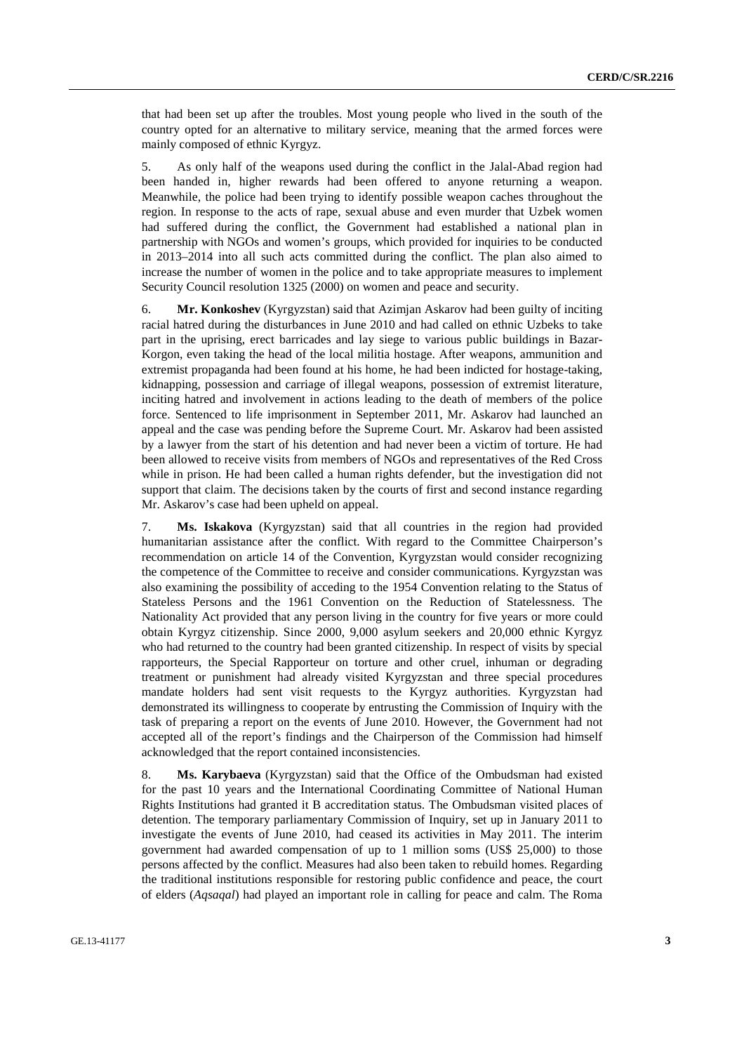that had been set up after the troubles. Most young people who lived in the south of the country opted for an alternative to military service, meaning that the armed forces were mainly composed of ethnic Kyrgyz.

5. As only half of the weapons used during the conflict in the Jalal-Abad region had been handed in, higher rewards had been offered to anyone returning a weapon. Meanwhile, the police had been trying to identify possible weapon caches throughout the region. In response to the acts of rape, sexual abuse and even murder that Uzbek women had suffered during the conflict, the Government had established a national plan in partnership with NGOs and women's groups, which provided for inquiries to be conducted in 2013–2014 into all such acts committed during the conflict. The plan also aimed to increase the number of women in the police and to take appropriate measures to implement Security Council resolution 1325 (2000) on women and peace and security.

6. **Mr. Konkoshev** (Kyrgyzstan) said that Azimjan Askarov had been guilty of inciting racial hatred during the disturbances in June 2010 and had called on ethnic Uzbeks to take part in the uprising, erect barricades and lay siege to various public buildings in Bazar-Korgon, even taking the head of the local militia hostage. After weapons, ammunition and extremist propaganda had been found at his home, he had been indicted for hostage-taking, kidnapping, possession and carriage of illegal weapons, possession of extremist literature, inciting hatred and involvement in actions leading to the death of members of the police force. Sentenced to life imprisonment in September 2011, Mr. Askarov had launched an appeal and the case was pending before the Supreme Court. Mr. Askarov had been assisted by a lawyer from the start of his detention and had never been a victim of torture. He had been allowed to receive visits from members of NGOs and representatives of the Red Cross while in prison. He had been called a human rights defender, but the investigation did not support that claim. The decisions taken by the courts of first and second instance regarding Mr. Askarov's case had been upheld on appeal.

7. **Ms. Iskakova** (Kyrgyzstan) said that all countries in the region had provided humanitarian assistance after the conflict. With regard to the Committee Chairperson's recommendation on article 14 of the Convention, Kyrgyzstan would consider recognizing the competence of the Committee to receive and consider communications. Kyrgyzstan was also examining the possibility of acceding to the 1954 Convention relating to the Status of Stateless Persons and the 1961 Convention on the Reduction of Statelessness. The Nationality Act provided that any person living in the country for five years or more could obtain Kyrgyz citizenship. Since 2000, 9,000 asylum seekers and 20,000 ethnic Kyrgyz who had returned to the country had been granted citizenship. In respect of visits by special rapporteurs, the Special Rapporteur on torture and other cruel, inhuman or degrading treatment or punishment had already visited Kyrgyzstan and three special procedures mandate holders had sent visit requests to the Kyrgyz authorities. Kyrgyzstan had demonstrated its willingness to cooperate by entrusting the Commission of Inquiry with the task of preparing a report on the events of June 2010. However, the Government had not accepted all of the report's findings and the Chairperson of the Commission had himself acknowledged that the report contained inconsistencies.

8. **Ms. Karybaeva** (Kyrgyzstan) said that the Office of the Ombudsman had existed for the past 10 years and the International Coordinating Committee of National Human Rights Institutions had granted it B accreditation status. The Ombudsman visited places of detention. The temporary parliamentary Commission of Inquiry, set up in January 2011 to investigate the events of June 2010, had ceased its activities in May 2011. The interim government had awarded compensation of up to 1 million soms (US$ 25,000) to those persons affected by the conflict. Measures had also been taken to rebuild homes. Regarding the traditional institutions responsible for restoring public confidence and peace, the court of elders (*Aqsaqal*) had played an important role in calling for peace and calm. The Roma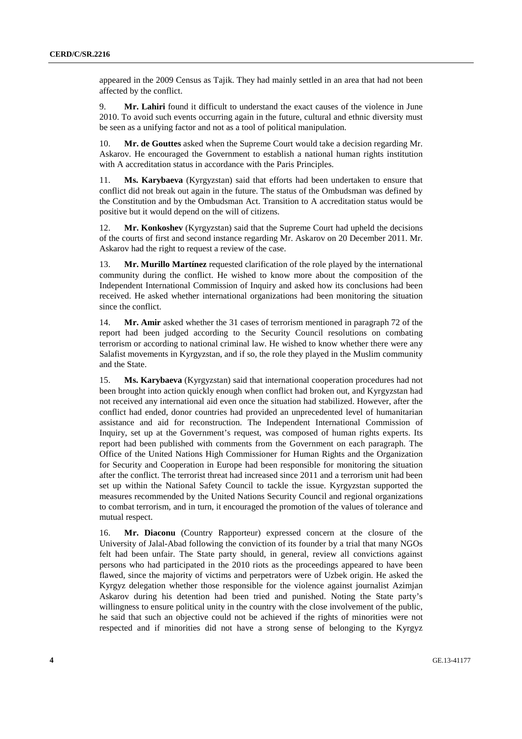appeared in the 2009 Census as Tajik. They had mainly settled in an area that had not been affected by the conflict.

9. **Mr. Lahiri** found it difficult to understand the exact causes of the violence in June 2010. To avoid such events occurring again in the future, cultural and ethnic diversity must be seen as a unifying factor and not as a tool of political manipulation.

10. **Mr. de Gouttes** asked when the Supreme Court would take a decision regarding Mr. Askarov. He encouraged the Government to establish a national human rights institution with A accreditation status in accordance with the Paris Principles.

11. **Ms. Karybaeva** (Kyrgyzstan) said that efforts had been undertaken to ensure that conflict did not break out again in the future. The status of the Ombudsman was defined by the Constitution and by the Ombudsman Act. Transition to A accreditation status would be positive but it would depend on the will of citizens.

12. **Mr. Konkoshev** (Kyrgyzstan) said that the Supreme Court had upheld the decisions of the courts of first and second instance regarding Mr. Askarov on 20 December 2011. Mr. Askarov had the right to request a review of the case.

13. **Mr. Murillo Martínez** requested clarification of the role played by the international community during the conflict. He wished to know more about the composition of the Independent International Commission of Inquiry and asked how its conclusions had been received. He asked whether international organizations had been monitoring the situation since the conflict.

14. **Mr. Amir** asked whether the 31 cases of terrorism mentioned in paragraph 72 of the report had been judged according to the Security Council resolutions on combating terrorism or according to national criminal law. He wished to know whether there were any Salafist movements in Kyrgyzstan, and if so, the role they played in the Muslim community and the State.

15. **Ms. Karybaeva** (Kyrgyzstan) said that international cooperation procedures had not been brought into action quickly enough when conflict had broken out, and Kyrgyzstan had not received any international aid even once the situation had stabilized. However, after the conflict had ended, donor countries had provided an unprecedented level of humanitarian assistance and aid for reconstruction. The Independent International Commission of Inquiry, set up at the Government's request, was composed of human rights experts. Its report had been published with comments from the Government on each paragraph. The Office of the United Nations High Commissioner for Human Rights and the Organization for Security and Cooperation in Europe had been responsible for monitoring the situation after the conflict. The terrorist threat had increased since 2011 and a terrorism unit had been set up within the National Safety Council to tackle the issue. Kyrgyzstan supported the measures recommended by the United Nations Security Council and regional organizations to combat terrorism, and in turn, it encouraged the promotion of the values of tolerance and mutual respect.

16. **Mr. Diaconu** (Country Rapporteur) expressed concern at the closure of the University of Jalal-Abad following the conviction of its founder by a trial that many NGOs felt had been unfair. The State party should, in general, review all convictions against persons who had participated in the 2010 riots as the proceedings appeared to have been flawed, since the majority of victims and perpetrators were of Uzbek origin. He asked the Kyrgyz delegation whether those responsible for the violence against journalist Azimjan Askarov during his detention had been tried and punished. Noting the State party's willingness to ensure political unity in the country with the close involvement of the public, he said that such an objective could not be achieved if the rights of minorities were not respected and if minorities did not have a strong sense of belonging to the Kyrgyz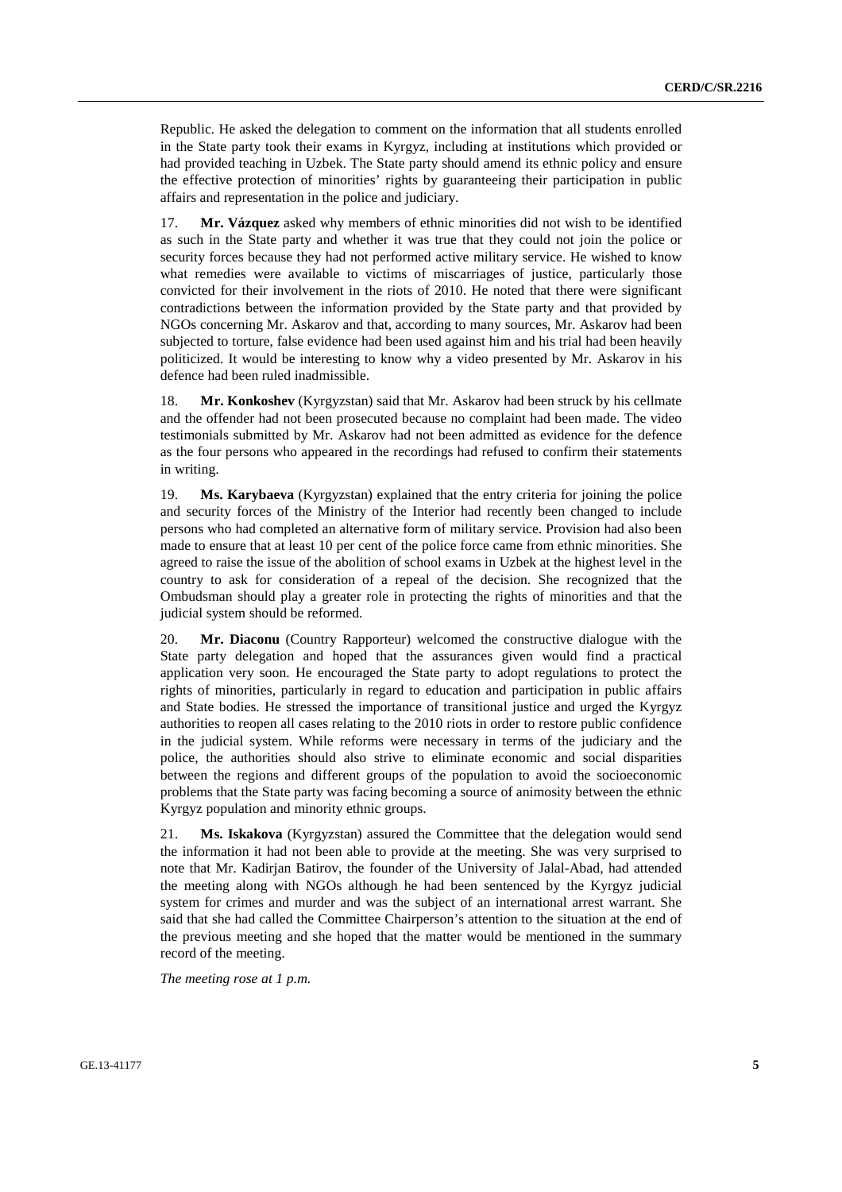Republic. He asked the delegation to comment on the information that all students enrolled in the State party took their exams in Kyrgyz, including at institutions which provided or had provided teaching in Uzbek. The State party should amend its ethnic policy and ensure the effective protection of minorities' rights by guaranteeing their participation in public affairs and representation in the police and judiciary.

17. **Mr. Vázquez** asked why members of ethnic minorities did not wish to be identified as such in the State party and whether it was true that they could not join the police or security forces because they had not performed active military service. He wished to know what remedies were available to victims of miscarriages of justice, particularly those convicted for their involvement in the riots of 2010. He noted that there were significant contradictions between the information provided by the State party and that provided by NGOs concerning Mr. Askarov and that, according to many sources, Mr. Askarov had been subjected to torture, false evidence had been used against him and his trial had been heavily politicized. It would be interesting to know why a video presented by Mr. Askarov in his defence had been ruled inadmissible.

18. **Mr. Konkoshev** (Kyrgyzstan) said that Mr. Askarov had been struck by his cellmate and the offender had not been prosecuted because no complaint had been made. The video testimonials submitted by Mr. Askarov had not been admitted as evidence for the defence as the four persons who appeared in the recordings had refused to confirm their statements in writing.

19. **Ms. Karybaeva** (Kyrgyzstan) explained that the entry criteria for joining the police and security forces of the Ministry of the Interior had recently been changed to include persons who had completed an alternative form of military service. Provision had also been made to ensure that at least 10 per cent of the police force came from ethnic minorities. She agreed to raise the issue of the abolition of school exams in Uzbek at the highest level in the country to ask for consideration of a repeal of the decision. She recognized that the Ombudsman should play a greater role in protecting the rights of minorities and that the judicial system should be reformed.

20. **Mr. Diaconu** (Country Rapporteur) welcomed the constructive dialogue with the State party delegation and hoped that the assurances given would find a practical application very soon. He encouraged the State party to adopt regulations to protect the rights of minorities, particularly in regard to education and participation in public affairs and State bodies. He stressed the importance of transitional justice and urged the Kyrgyz authorities to reopen all cases relating to the 2010 riots in order to restore public confidence in the judicial system. While reforms were necessary in terms of the judiciary and the police, the authorities should also strive to eliminate economic and social disparities between the regions and different groups of the population to avoid the socioeconomic problems that the State party was facing becoming a source of animosity between the ethnic Kyrgyz population and minority ethnic groups.

21. **Ms. Iskakova** (Kyrgyzstan) assured the Committee that the delegation would send the information it had not been able to provide at the meeting. She was very surprised to note that Mr. Kadirjan Batirov, the founder of the University of Jalal-Abad, had attended the meeting along with NGOs although he had been sentenced by the Kyrgyz judicial system for crimes and murder and was the subject of an international arrest warrant. She said that she had called the Committee Chairperson's attention to the situation at the end of the previous meeting and she hoped that the matter would be mentioned in the summary record of the meeting.

*The meeting rose at 1 p.m.*